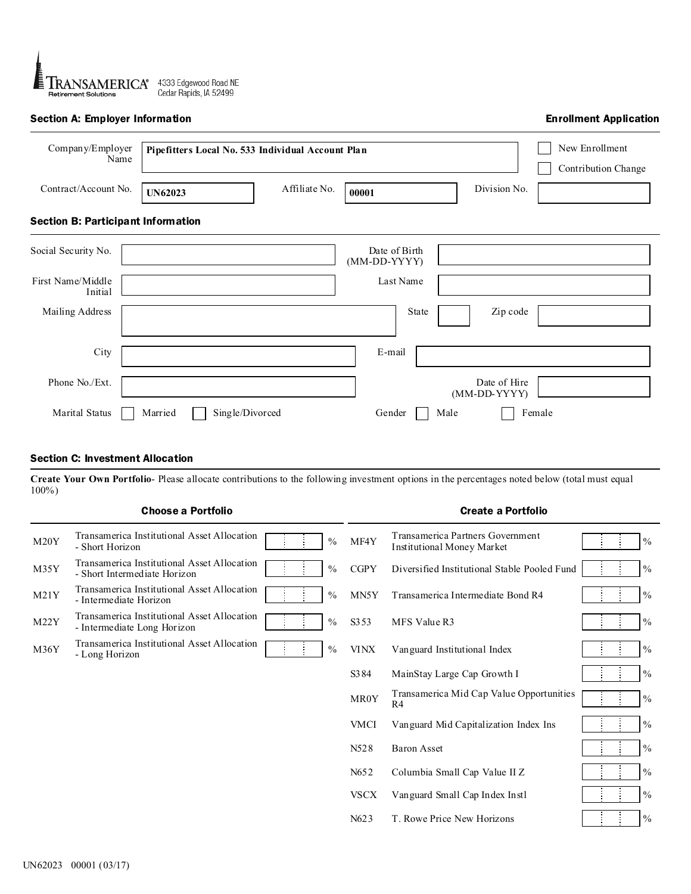TRANSAMERICA® Retirement Solutions
4333 Edgewood Road NE
Cedar Rapids, IA 52499

## Section A: Employer Information

**Enrollment Application**

| | | | | | |
|---|---|---|---|---|---|
| Company/Employer Name | **Pipefitters Local No. 533 Individual Account Plan** | | | | ☐ New Enrollment ☐ Contribution Change |
| Contract/Account No. | **UN62023** | Affiliate No. | **00001** | Division No. | |

## Section B: Participant Information

| | | | |
|---|---|---|---|
| Social Security No. | | Date of Birth (MM-DD-YYYY) | |
| First Name/Middle Initial | | Last Name | |
| Mailing Address | | State | Zip code |
| City | | E-mail | |
| Phone No./Ext. | | Date of Hire (MM-DD-YYYY) | |
| Marital Status | ☐ Married ☐ Single/Divorced | Gender | ☐ Male ☐ Female |

## Section C: Investment Allocation

**Create Your Own Portfolio**- Please allocate contributions to the following investment options in the percentages noted below (total must equal 100%)

**Choose a Portfolio**

| Code | Fund | % |
|---|---|---|
| M20Y | Transamerica Institutional Asset Allocation - Short Horizon | % |
| M35Y | Transamerica Institutional Asset Allocation - Short Intermediate Horizon | % |
| M21Y | Transamerica Institutional Asset Allocation - Intermediate Horizon | % |
| M22Y | Transamerica Institutional Asset Allocation - Intermediate Long Horizon | % |
| M36Y | Transamerica Institutional Asset Allocation - Long Horizon | % |

**Create a Portfolio**

| Code | Fund | % |
|---|---|---|
| MF4Y | Transamerica Partners Government Institutional Money Market | % |
| CGPY | Diversified Institutional Stable Pooled Fund | % |
| MN5Y | Transamerica Intermediate Bond R4 | % |
| S353 | MFS Value R3 | % |
| VINX | Vanguard Institutional Index | % |
| S384 | MainStay Large Cap Growth I | % |
| MR0Y | Transamerica Mid Cap Value Opportunities R4 | % |
| VMCI | Vanguard Mid Capitalization Index Ins | % |
| N528 | Baron Asset | % |
| N652 | Columbia Small Cap Value II Z | % |
| VSCX | Vanguard Small Cap Index Instl | % |
| N623 | T. Rowe Price New Horizons | % |

UN62023 00001 (03/17)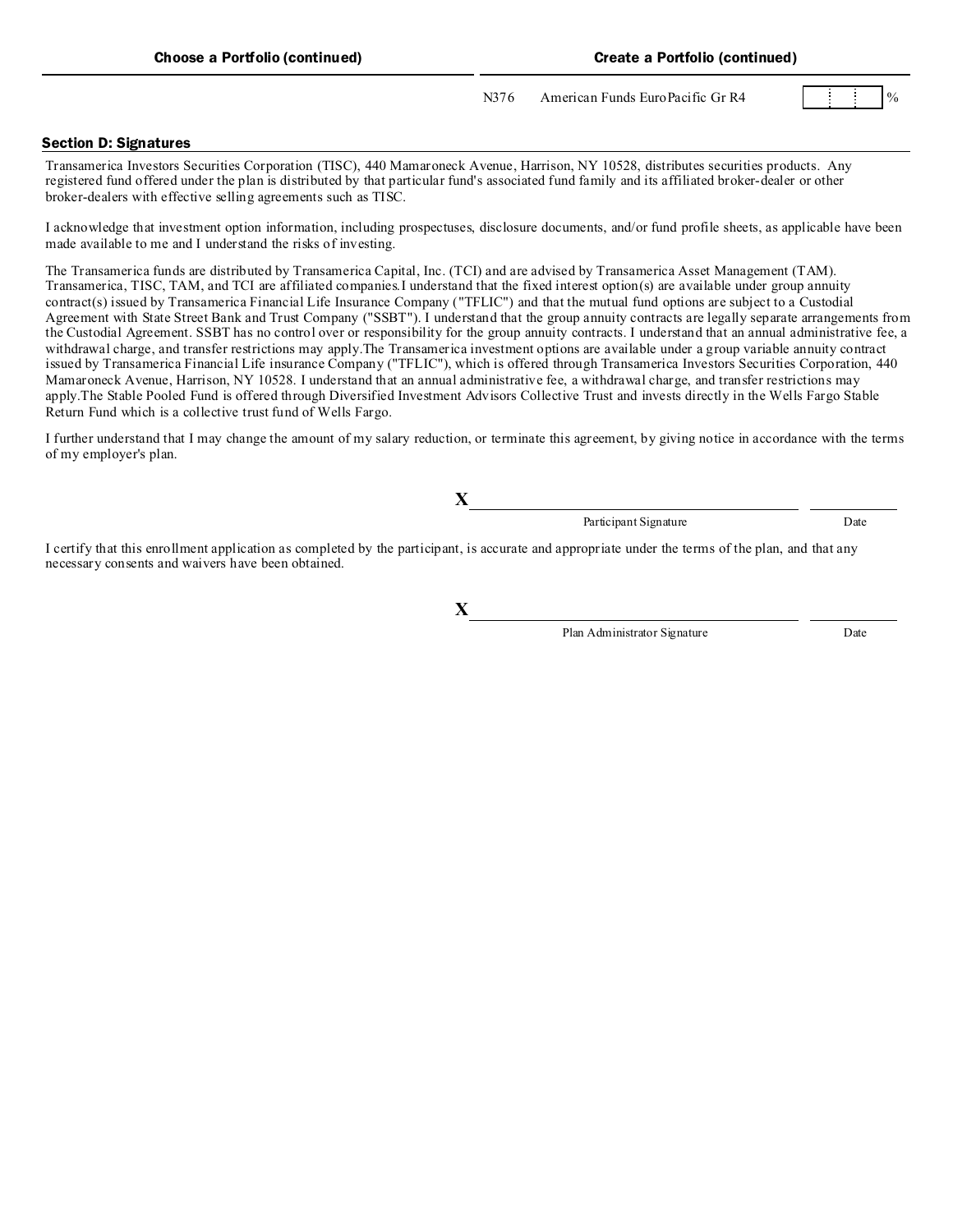| Choose a Portfolio (continued) | Create a Portfolio (continued) | | |
|---|---|---|---|
| | N376 | American Funds EuroPacific Gr R4 | % |

## Section D: Signatures

Transamerica Investors Securities Corporation (TISC), 440 Mamaroneck Avenue, Harrison, NY 10528, distributes securities products. Any registered fund offered under the plan is distributed by that particular fund's associated fund family and its affiliated broker-dealer or other broker-dealers with effective selling agreements such as TISC.

I acknowledge that investment option information, including prospectuses, disclosure documents, and/or fund profile sheets, as applicable have been made available to me and I understand the risks of investing.

The Transamerica funds are distributed by Transamerica Capital, Inc. (TCI) and are advised by Transamerica Asset Management (TAM). Transamerica, TISC, TAM, and TCI are affiliated companies.I understand that the fixed interest option(s) are available under group annuity contract(s) issued by Transamerica Financial Life Insurance Company ("TFLIC") and that the mutual fund options are subject to a Custodial Agreement with State Street Bank and Trust Company ("SSBT"). I understand that the group annuity contracts are legally separate arrangements from the Custodial Agreement. SSBT has no control over or responsibility for the group annuity contracts. I understand that an annual administrative fee, a withdrawal charge, and transfer restrictions may apply.The Transamerica investment options are available under a group variable annuity contract issued by Transamerica Financial Life insurance Company ("TFLIC"), which is offered through Transamerica Investors Securities Corporation, 440 Mamaroneck Avenue, Harrison, NY 10528. I understand that an annual administrative fee, a withdrawal charge, and transfer restrictions may apply.The Stable Pooled Fund is offered through Diversified Investment Advisors Collective Trust and invests directly in the Wells Fargo Stable Return Fund which is a collective trust fund of Wells Fargo.

I further understand that I may change the amount of my salary reduction, or terminate this agreement, by giving notice in accordance with the terms of my employer's plan.

X ______________________________ ____________

Participant Signature Date

I certify that this enrollment application as completed by the participant, is accurate and appropriate under the terms of the plan, and that any necessary consents and waivers have been obtained.

X ______________________________ ____________

Plan Administrator Signature Date